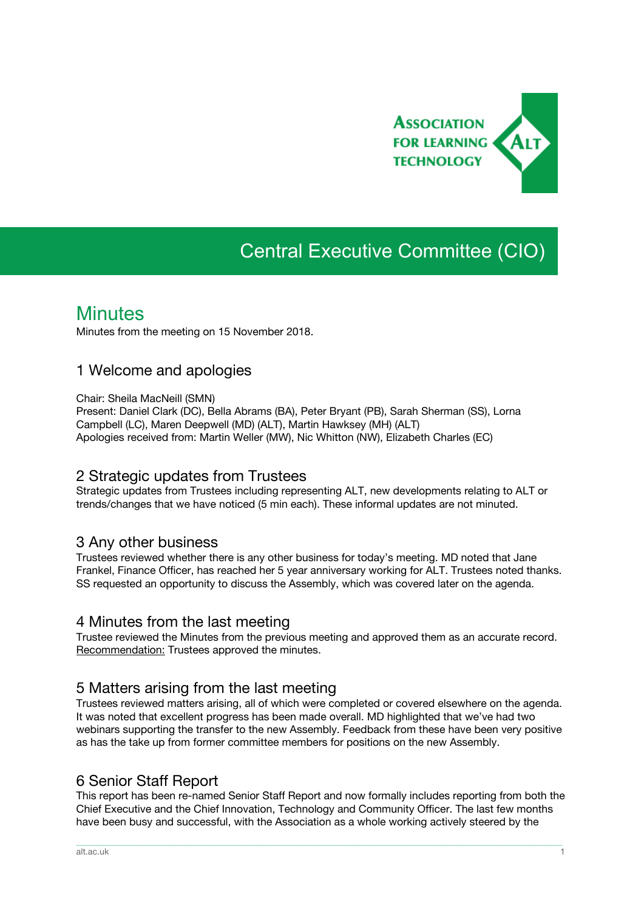Association for Learning Technology

# Central Executive Committee (CIO)

## Minutes

Minutes from the meeting on 15 November 2018.

### 1 Welcome and apologies

Chair: Sheila MacNeill (SMN)
Present: Daniel Clark (DC), Bella Abrams (BA), Peter Bryant (PB), Sarah Sherman (SS), Lorna Campbell (LC), Maren Deepwell (MD) (ALT), Martin Hawksey (MH) (ALT)
Apologies received from: Martin Weller (MW), Nic Whitton (NW), Elizabeth Charles (EC)

### 2 Strategic updates from Trustees

Strategic updates from Trustees including representing ALT, new developments relating to ALT or trends/changes that we have noticed (5 min each). These informal updates are not minuted.

### 3 Any other business

Trustees reviewed whether there is any other business for today's meeting. MD noted that Jane Frankel, Finance Officer, has reached her 5 year anniversary working for ALT. Trustees noted thanks. SS requested an opportunity to discuss the Assembly, which was covered later on the agenda.

### 4 Minutes from the last meeting

Trustee reviewed the Minutes from the previous meeting and approved them as an accurate record.
Recommendation: Trustees approved the minutes.

### 5 Matters arising from the last meeting

Trustees reviewed matters arising, all of which were completed or covered elsewhere on the agenda. It was noted that excellent progress has been made overall. MD highlighted that we've had two webinars supporting the transfer to the new Assembly. Feedback from these have been very positive as has the take up from former committee members for positions on the new Assembly.

### 6 Senior Staff Report

This report has been re-named Senior Staff Report and now formally includes reporting from both the Chief Executive and the Chief Innovation, Technology and Community Officer. The last few months have been busy and successful, with the Association as a whole working actively steered by the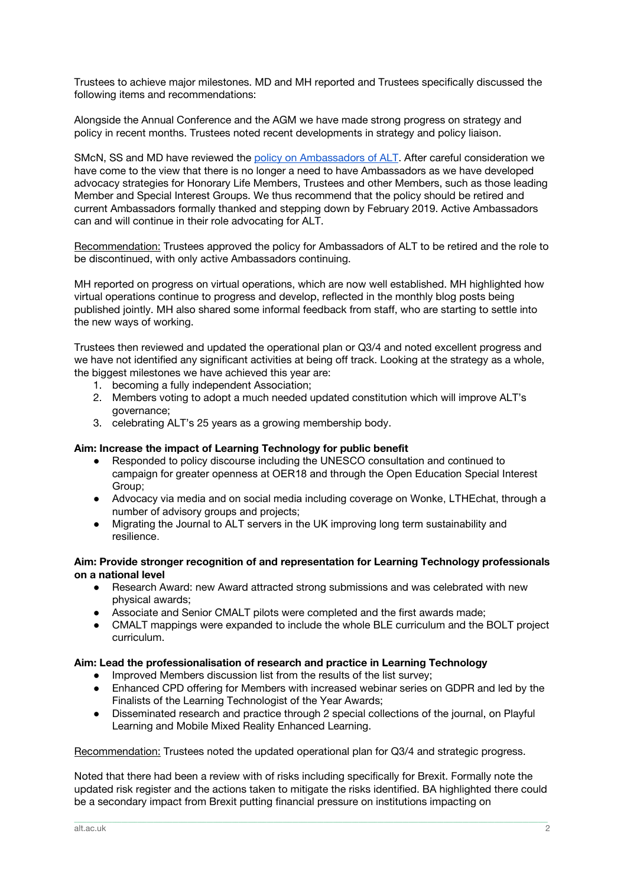Trustees to achieve major milestones. MD and MH reported and Trustees specifically discussed the following items and recommendations:

Alongside the Annual Conference and the AGM we have made strong progress on strategy and policy in recent months. Trustees noted recent developments in strategy and policy liaison.

SMcN, SS and MD have reviewed the [policy on Ambassadors of ALT](). After careful consideration we have come to the view that there is no longer a need to have Ambassadors as we have developed advocacy strategies for Honorary Life Members, Trustees and other Members, such as those leading Member and Special Interest Groups. We thus recommend that the policy should be retired and current Ambassadors formally thanked and stepping down by February 2019. Active Ambassadors can and will continue in their role advocating for ALT.

<u>Recommendation:</u> Trustees approved the policy for Ambassadors of ALT to be retired and the role to be discontinued, with only active Ambassadors continuing.

MH reported on progress on virtual operations, which are now well established. MH highlighted how virtual operations continue to progress and develop, reflected in the monthly blog posts being published jointly. MH also shared some informal feedback from staff, who are starting to settle into the new ways of working.

Trustees then reviewed and updated the operational plan or Q3/4 and noted excellent progress and we have not identified any significant activities at being off track. Looking at the strategy as a whole, the biggest milestones we have achieved this year are:

1. becoming a fully independent Association;
2. Members voting to adopt a much needed updated constitution which will improve ALT's governance;
3. celebrating ALT's 25 years as a growing membership body.

**Aim: Increase the impact of Learning Technology for public benefit**

- Responded to policy discourse including the UNESCO consultation and continued to campaign for greater openness at OER18 and through the Open Education Special Interest Group;
- Advocacy via media and on social media including coverage on Wonke, LTHEchat, through a number of advisory groups and projects;
- Migrating the Journal to ALT servers in the UK improving long term sustainability and resilience.

**Aim: Provide stronger recognition of and representation for Learning Technology professionals on a national level**

- Research Award: new Award attracted strong submissions and was celebrated with new physical awards;
- Associate and Senior CMALT pilots were completed and the first awards made;
- CMALT mappings were expanded to include the whole BLE curriculum and the BOLT project curriculum.

**Aim: Lead the professionalisation of research and practice in Learning Technology**

- Improved Members discussion list from the results of the list survey;
- Enhanced CPD offering for Members with increased webinar series on GDPR and led by the Finalists of the Learning Technologist of the Year Awards;
- Disseminated research and practice through 2 special collections of the journal, on Playful Learning and Mobile Mixed Reality Enhanced Learning.

<u>Recommendation:</u> Trustees noted the updated operational plan for Q3/4 and strategic progress.

Noted that there had been a review with of risks including specifically for Brexit. Formally note the updated risk register and the actions taken to mitigate the risks identified. BA highlighted there could be a secondary impact from Brexit putting financial pressure on institutions impacting on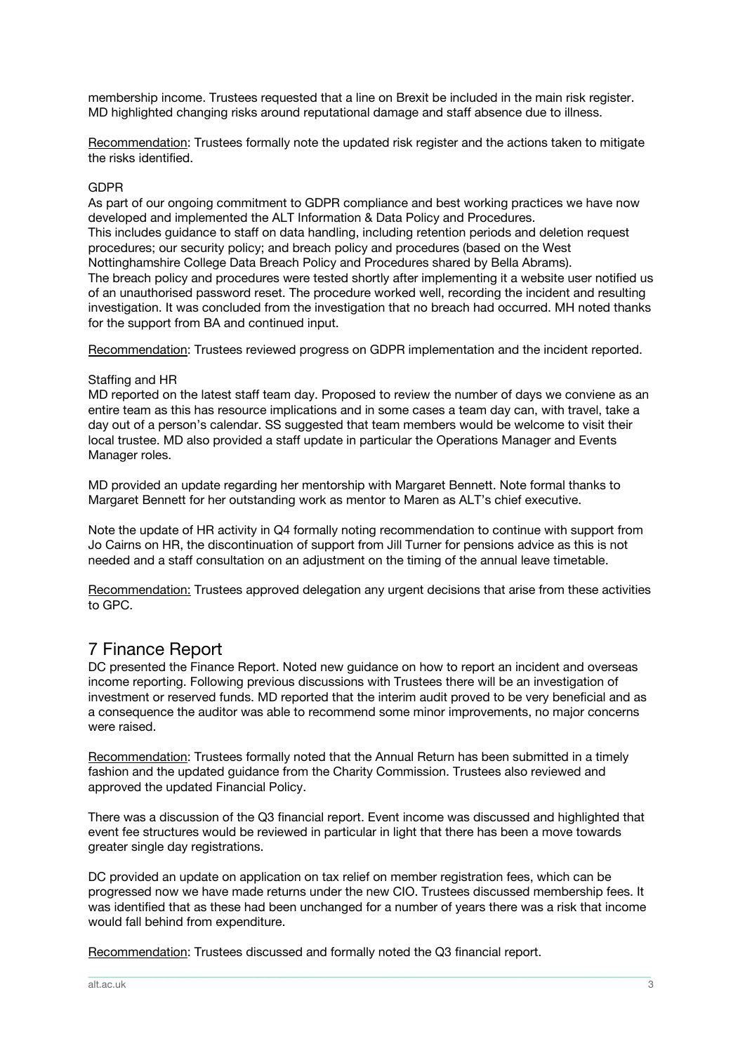membership income. Trustees requested that a line on Brexit be included in the main risk register. MD highlighted changing risks around reputational damage and staff absence due to illness.

Recommendation: Trustees formally note the updated risk register and the actions taken to mitigate the risks identified.

GDPR

As part of our ongoing commitment to GDPR compliance and best working practices we have now developed and implemented the ALT Information & Data Policy and Procedures.
This includes guidance to staff on data handling, including retention periods and deletion request procedures; our security policy; and breach policy and procedures (based on the West Nottinghamshire College Data Breach Policy and Procedures shared by Bella Abrams).
The breach policy and procedures were tested shortly after implementing it a website user notified us of an unauthorised password reset. The procedure worked well, recording the incident and resulting investigation. It was concluded from the investigation that no breach had occurred. MH noted thanks for the support from BA and continued input.

Recommendation: Trustees reviewed progress on GDPR implementation and the incident reported.

Staffing and HR

MD reported on the latest staff team day. Proposed to review the number of days we conviene as an entire team as this has resource implications and in some cases a team day can, with travel, take a day out of a person's calendar. SS suggested that team members would be welcome to visit their local trustee. MD also provided a staff update in particular the Operations Manager and Events Manager roles.

MD provided an update regarding her mentorship with Margaret Bennett. Note formal thanks to Margaret Bennett for her outstanding work as mentor to Maren as ALT's chief executive.

Note the update of HR activity in Q4 formally noting recommendation to continue with support from Jo Cairns on HR, the discontinuation of support from Jill Turner for pensions advice as this is not needed and a staff consultation on an adjustment on the timing of the annual leave timetable.

Recommendation: Trustees approved delegation any urgent decisions that arise from these activities to GPC.

# 7 Finance Report

DC presented the Finance Report. Noted new guidance on how to report an incident and overseas income reporting. Following previous discussions with Trustees there will be an investigation of investment or reserved funds. MD reported that the interim audit proved to be very beneficial and as a consequence the auditor was able to recommend some minor improvements, no major concerns were raised.

Recommendation: Trustees formally noted that the Annual Return has been submitted in a timely fashion and the updated guidance from the Charity Commission. Trustees also reviewed and approved the updated Financial Policy.

There was a discussion of the Q3 financial report. Event income was discussed and highlighted that event fee structures would be reviewed in particular in light that there has been a move towards greater single day registrations.

DC provided an update on application on tax relief on member registration fees, which can be progressed now we have made returns under the new CIO. Trustees discussed membership fees. It was identified that as these had been unchanged for a number of years there was a risk that income would fall behind from expenditure.

Recommendation: Trustees discussed and formally noted the Q3 financial report.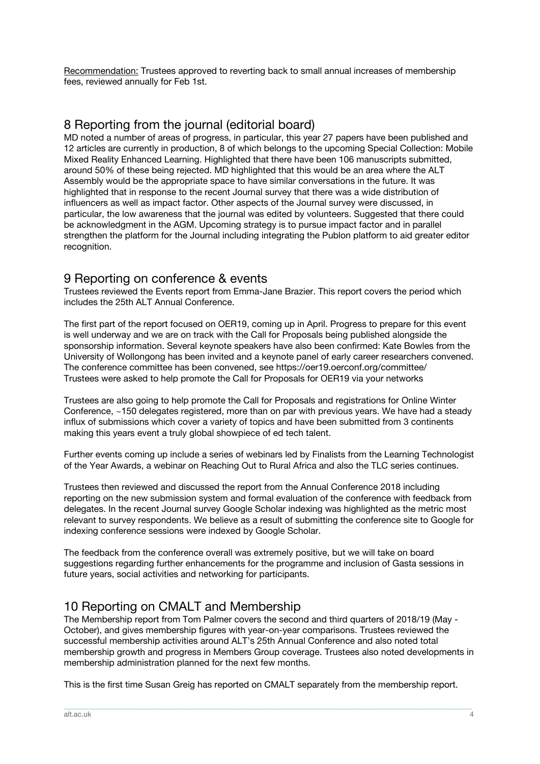Recommendation: Trustees approved to reverting back to small annual increases of membership fees, reviewed annually for Feb 1st.

## 8 Reporting from the journal (editorial board)

MD noted a number of areas of progress, in particular, this year 27 papers have been published and 12 articles are currently in production, 8 of which belongs to the upcoming Special Collection: Mobile Mixed Reality Enhanced Learning. Highlighted that there have been 106 manuscripts submitted, around 50% of these being rejected. MD highlighted that this would be an area where the ALT Assembly would be the appropriate space to have similar conversations in the future. It was highlighted that in response to the recent Journal survey that there was a wide distribution of influencers as well as impact factor. Other aspects of the Journal survey were discussed, in particular, the low awareness that the journal was edited by volunteers. Suggested that there could be acknowledgment in the AGM. Upcoming strategy is to pursue impact factor and in parallel strengthen the platform for the Journal including integrating the Publon platform to aid greater editor recognition.

## 9 Reporting on conference & events

Trustees reviewed the Events report from Emma-Jane Brazier. This report covers the period which includes the 25th ALT Annual Conference.

The first part of the report focused on OER19, coming up in April. Progress to prepare for this event is well underway and we are on track with the Call for Proposals being published alongside the sponsorship information. Several keynote speakers have also been confirmed: Kate Bowles from the University of Wollongong has been invited and a keynote panel of early career researchers convened. The conference committee has been convened, see https://oer19.oerconf.org/committee/
Trustees were asked to help promote the Call for Proposals for OER19 via your networks

Trustees are also going to help promote the Call for Proposals and registrations for Online Winter Conference, ~150 delegates registered, more than on par with previous years. We have had a steady influx of submissions which cover a variety of topics and have been submitted from 3 continents making this years event a truly global showpiece of ed tech talent.

Further events coming up include a series of webinars led by Finalists from the Learning Technologist of the Year Awards, a webinar on Reaching Out to Rural Africa and also the TLC series continues.

Trustees then reviewed and discussed the report from the Annual Conference 2018 including reporting on the new submission system and formal evaluation of the conference with feedback from delegates. In the recent Journal survey Google Scholar indexing was highlighted as the metric most relevant to survey respondents. We believe as a result of submitting the conference site to Google for indexing conference sessions were indexed by Google Scholar.

The feedback from the conference overall was extremely positive, but we will take on board suggestions regarding further enhancements for the programme and inclusion of Gasta sessions in future years, social activities and networking for participants.

## 10 Reporting on CMALT and Membership

The Membership report from Tom Palmer covers the second and third quarters of 2018/19 (May - October), and gives membership figures with year-on-year comparisons. Trustees reviewed the successful membership activities around ALT's 25th Annual Conference and also noted total membership growth and progress in Members Group coverage. Trustees also noted developments in membership administration planned for the next few months.

This is the first time Susan Greig has reported on CMALT separately from the membership report.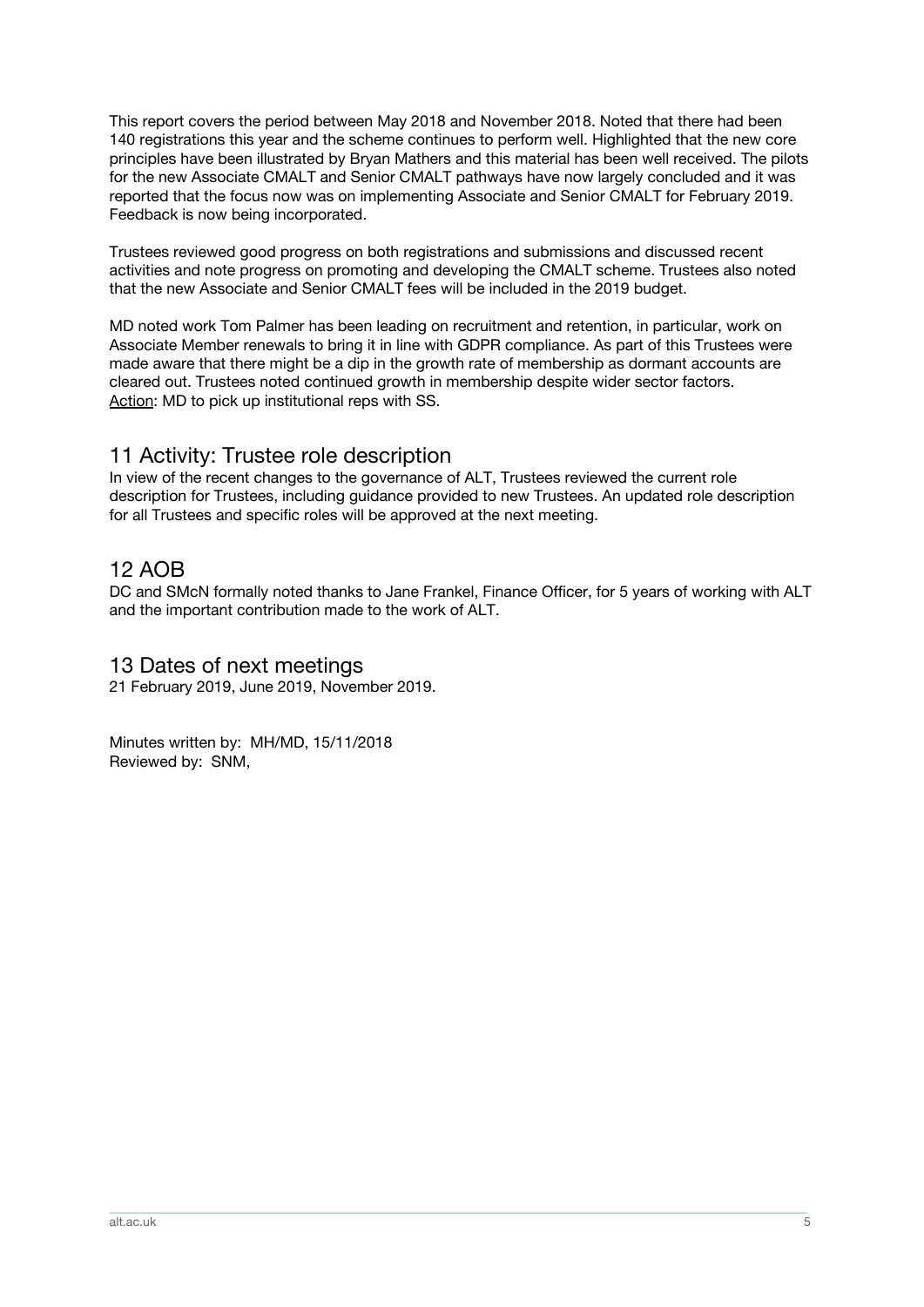This report covers the period between May 2018 and November 2018. Noted that there had been 140 registrations this year and the scheme continues to perform well. Highlighted that the new core principles have been illustrated by Bryan Mathers and this material has been well received. The pilots for the new Associate CMALT and Senior CMALT pathways have now largely concluded and it was reported that the focus now was on implementing Associate and Senior CMALT for February 2019. Feedback is now being incorporated.

Trustees reviewed good progress on both registrations and submissions and discussed recent activities and note progress on promoting and developing the CMALT scheme. Trustees also noted that the new Associate and Senior CMALT fees will be included in the 2019 budget.

MD noted work Tom Palmer has been leading on recruitment and retention, in particular, work on Associate Member renewals to bring it in line with GDPR compliance. As part of this Trustees were made aware that there might be a dip in the growth rate of membership as dormant accounts are cleared out. Trustees noted continued growth in membership despite wider sector factors.
Action: MD to pick up institutional reps with SS.

## 11 Activity: Trustee role description

In view of the recent changes to the governance of ALT, Trustees reviewed the current role description for Trustees, including guidance provided to new Trustees. An updated role description for all Trustees and specific roles will be approved at the next meeting.

## 12 AOB

DC and SMcN formally noted thanks to Jane Frankel, Finance Officer, for 5 years of working with ALT and the important contribution made to the work of ALT.

## 13 Dates of next meetings

21 February 2019, June 2019, November 2019.

Minutes written by: MH/MD, 15/11/2018
Reviewed by: SNM,